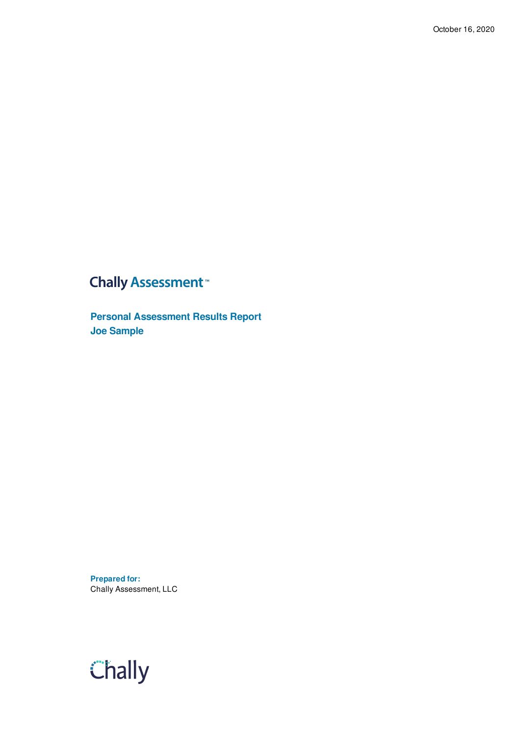October 16, 2020

# Chally Assessment™

## Personal Assessment Results Report
## Joe Sample

**Prepared for:**
Chally Assessment, LLC

Chally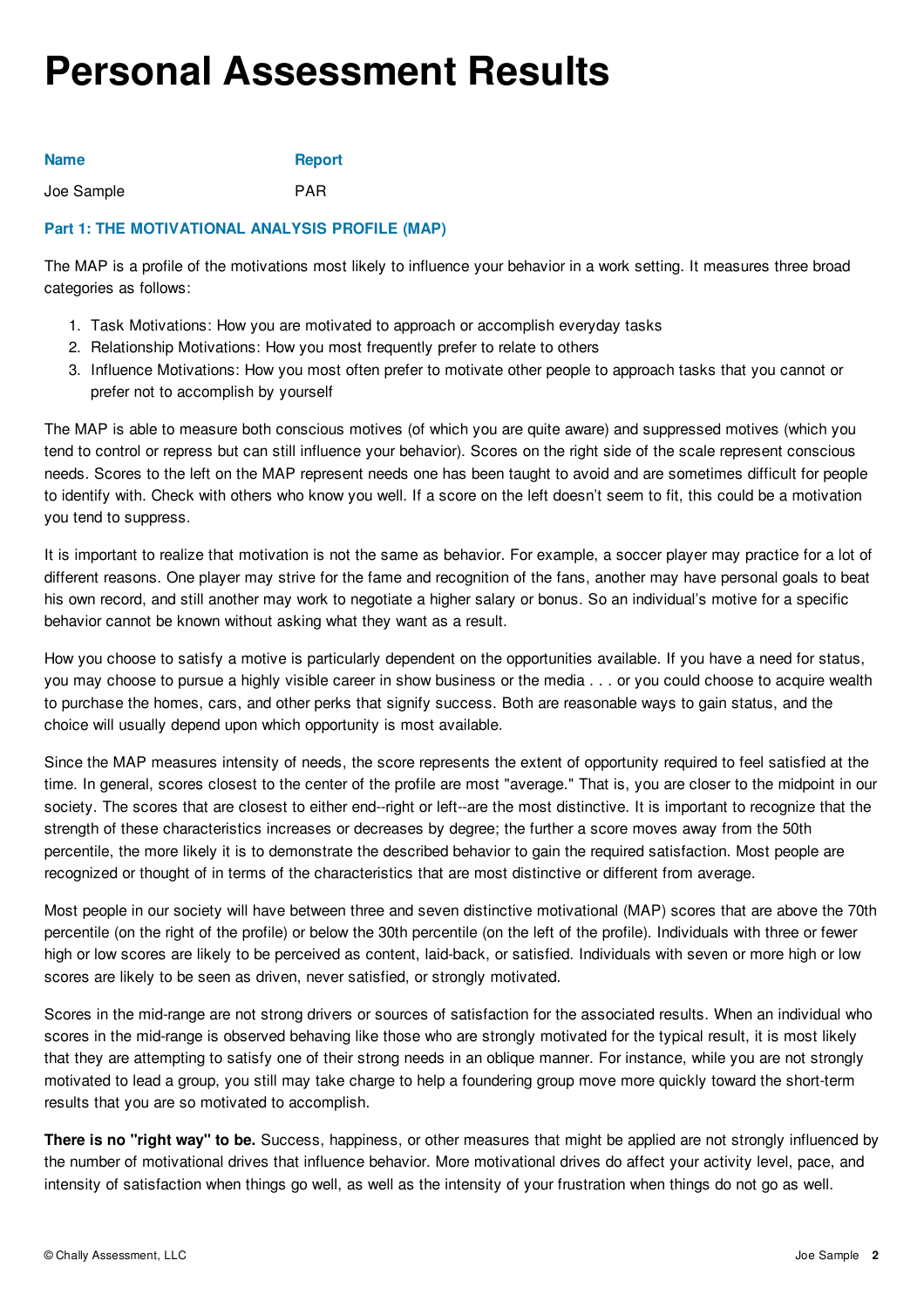# Personal Assessment Results

| Name | Report |
| --- | --- |
| Joe Sample | PAR |

## Part 1: THE MOTIVATIONAL ANALYSIS PROFILE (MAP)

The MAP is a profile of the motivations most likely to influence your behavior in a work setting. It measures three broad categories as follows:

1. Task Motivations: How you are motivated to approach or accomplish everyday tasks
2. Relationship Motivations: How you most frequently prefer to relate to others
3. Influence Motivations: How you most often prefer to motivate other people to approach tasks that you cannot or prefer not to accomplish by yourself

The MAP is able to measure both conscious motives (of which you are quite aware) and suppressed motives (which you tend to control or repress but can still influence your behavior). Scores on the right side of the scale represent conscious needs. Scores to the left on the MAP represent needs one has been taught to avoid and are sometimes difficult for people to identify with. Check with others who know you well. If a score on the left doesn't seem to fit, this could be a motivation you tend to suppress.

It is important to realize that motivation is not the same as behavior. For example, a soccer player may practice for a lot of different reasons. One player may strive for the fame and recognition of the fans, another may have personal goals to beat his own record, and still another may work to negotiate a higher salary or bonus. So an individual's motive for a specific behavior cannot be known without asking what they want as a result.

How you choose to satisfy a motive is particularly dependent on the opportunities available. If you have a need for status, you may choose to pursue a highly visible career in show business or the media . . . or you could choose to acquire wealth to purchase the homes, cars, and other perks that signify success. Both are reasonable ways to gain status, and the choice will usually depend upon which opportunity is most available.

Since the MAP measures intensity of needs, the score represents the extent of opportunity required to feel satisfied at the time. In general, scores closest to the center of the profile are most "average." That is, you are closer to the midpoint in our society. The scores that are closest to either end--right or left--are the most distinctive. It is important to recognize that the strength of these characteristics increases or decreases by degree; the further a score moves away from the 50th percentile, the more likely it is to demonstrate the described behavior to gain the required satisfaction. Most people are recognized or thought of in terms of the characteristics that are most distinctive or different from average.

Most people in our society will have between three and seven distinctive motivational (MAP) scores that are above the 70th percentile (on the right of the profile) or below the 30th percentile (on the left of the profile). Individuals with three or fewer high or low scores are likely to be perceived as content, laid-back, or satisfied. Individuals with seven or more high or low scores are likely to be seen as driven, never satisfied, or strongly motivated.

Scores in the mid-range are not strong drivers or sources of satisfaction for the associated results. When an individual who scores in the mid-range is observed behaving like those who are strongly motivated for the typical result, it is most likely that they are attempting to satisfy one of their strong needs in an oblique manner. For instance, while you are not strongly motivated to lead a group, you still may take charge to help a foundering group move more quickly toward the short-term results that you are so motivated to accomplish.

**There is no "right way" to be.** Success, happiness, or other measures that might be applied are not strongly influenced by the number of motivational drives that influence behavior. More motivational drives do affect your activity level, pace, and intensity of satisfaction when things go well, as well as the intensity of your frustration when things do not go as well.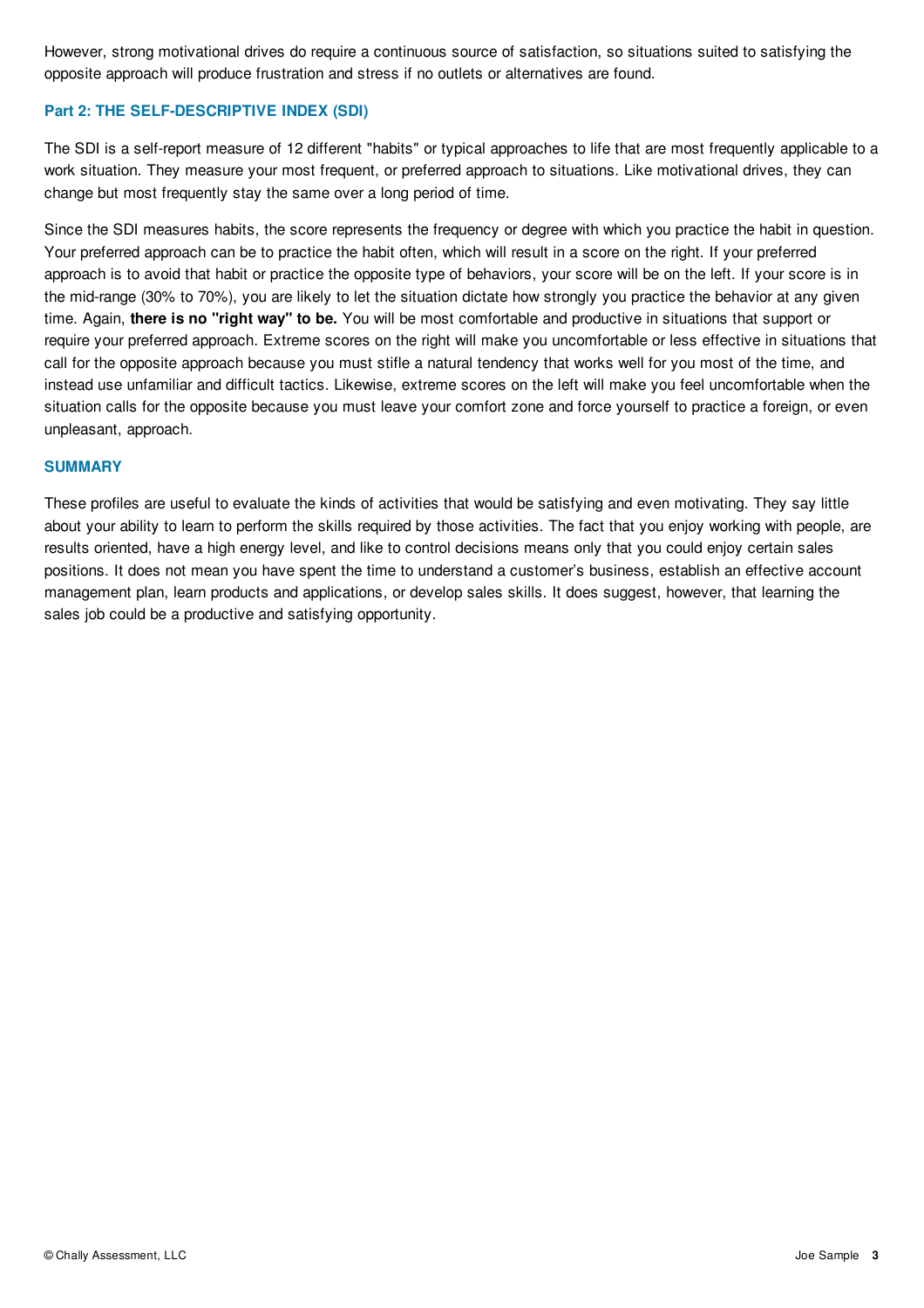However, strong motivational drives do require a continuous source of satisfaction, so situations suited to satisfying the opposite approach will produce frustration and stress if no outlets or alternatives are found.

## Part 2: THE SELF-DESCRIPTIVE INDEX (SDI)

The SDI is a self-report measure of 12 different "habits" or typical approaches to life that are most frequently applicable to a work situation. They measure your most frequent, or preferred approach to situations. Like motivational drives, they can change but most frequently stay the same over a long period of time.

Since the SDI measures habits, the score represents the frequency or degree with which you practice the habit in question. Your preferred approach can be to practice the habit often, which will result in a score on the right. If your preferred approach is to avoid that habit or practice the opposite type of behaviors, your score will be on the left. If your score is in the mid-range (30% to 70%), you are likely to let the situation dictate how strongly you practice the behavior at any given time. Again, **there is no "right way" to be.** You will be most comfortable and productive in situations that support or require your preferred approach. Extreme scores on the right will make you uncomfortable or less effective in situations that call for the opposite approach because you must stifle a natural tendency that works well for you most of the time, and instead use unfamiliar and difficult tactics. Likewise, extreme scores on the left will make you feel uncomfortable when the situation calls for the opposite because you must leave your comfort zone and force yourself to practice a foreign, or even unpleasant, approach.

## SUMMARY

These profiles are useful to evaluate the kinds of activities that would be satisfying and even motivating. They say little about your ability to learn to perform the skills required by those activities. The fact that you enjoy working with people, are results oriented, have a high energy level, and like to control decisions means only that you could enjoy certain sales positions. It does not mean you have spent the time to understand a customer's business, establish an effective account management plan, learn products and applications, or develop sales skills. It does suggest, however, that learning the sales job could be a productive and satisfying opportunity.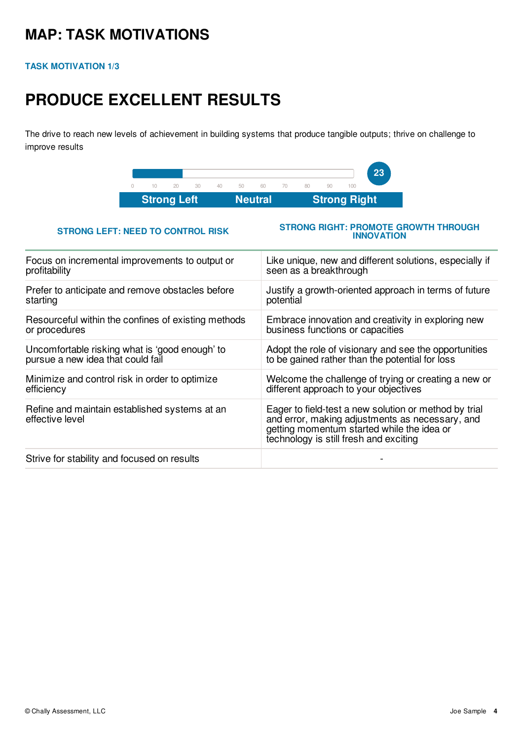# MAP: TASK MOTIVATIONS

**TASK MOTIVATION 1/3**

## PRODUCE EXCELLENT RESULTS

The drive to reach new levels of achievement in building systems that produce tangible outputs; thrive on challenge to improve results

**23**

0 10 20 30 40 50 60 70 80 90 100

**Strong Left** | **Neutral** | **Strong Right**

| STRONG LEFT: NEED TO CONTROL RISK | STRONG RIGHT: PROMOTE GROWTH THROUGH INNOVATION |
|---|---|
| Focus on incremental improvements to output or profitability | Like unique, new and different solutions, especially if seen as a breakthrough |
| Prefer to anticipate and remove obstacles before starting | Justify a growth-oriented approach in terms of future potential |
| Resourceful within the confines of existing methods or procedures | Embrace innovation and creativity in exploring new business functions or capacities |
| Uncomfortable risking what is 'good enough' to pursue a new idea that could fail | Adopt the role of visionary and see the opportunities to be gained rather than the potential for loss |
| Minimize and control risk in order to optimize efficiency | Welcome the challenge of trying or creating a new or different approach to your objectives |
| Refine and maintain established systems at an effective level | Eager to field-test a new solution or method by trial and error, making adjustments as necessary, and getting momentum started while the idea or technology is still fresh and exciting |
| Strive for stability and focused on results | - |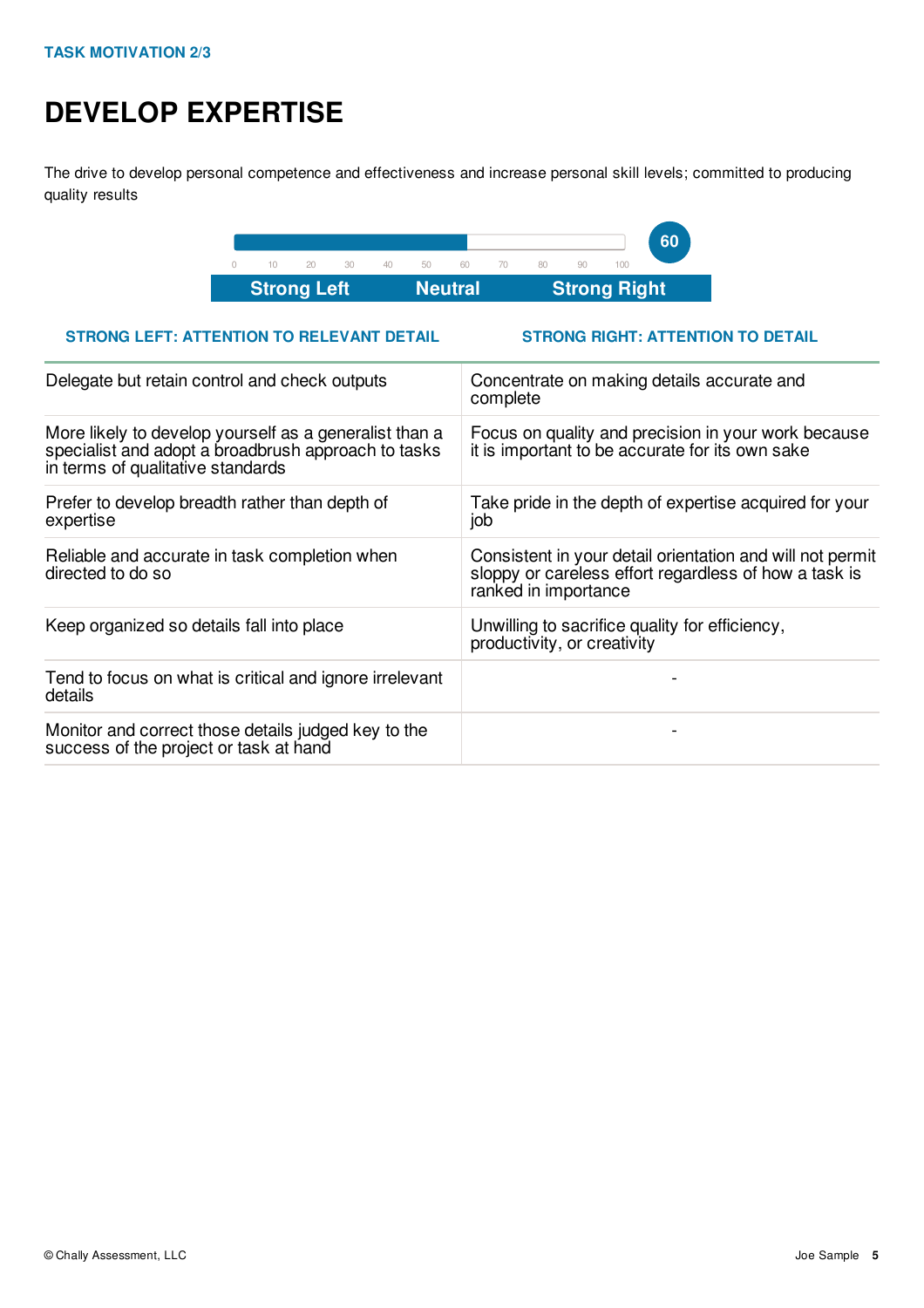TASK MOTIVATION 2/3

# DEVELOP EXPERTISE

The drive to develop personal competence and effectiveness and increase personal skill levels; committed to producing quality results

60

0 10 20 30 40 50 60 70 80 90 100

**Strong Left** | **Neutral** | **Strong Right**

| STRONG LEFT: ATTENTION TO RELEVANT DETAIL | STRONG RIGHT: ATTENTION TO DETAIL |
|---|---|
| Delegate but retain control and check outputs | Concentrate on making details accurate and complete |
| More likely to develop yourself as a generalist than a specialist and adopt a broadbrush approach to tasks in terms of qualitative standards | Focus on quality and precision in your work because it is important to be accurate for its own sake |
| Prefer to develop breadth rather than depth of expertise | Take pride in the depth of expertise acquired for your job |
| Reliable and accurate in task completion when directed to do so | Consistent in your detail orientation and will not permit sloppy or careless effort regardless of how a task is ranked in importance |
| Keep organized so details fall into place | Unwilling to sacrifice quality for efficiency, productivity, or creativity |
| Tend to focus on what is critical and ignore irrelevant details | - |
| Monitor and correct those details judged key to the success of the project or task at hand | - |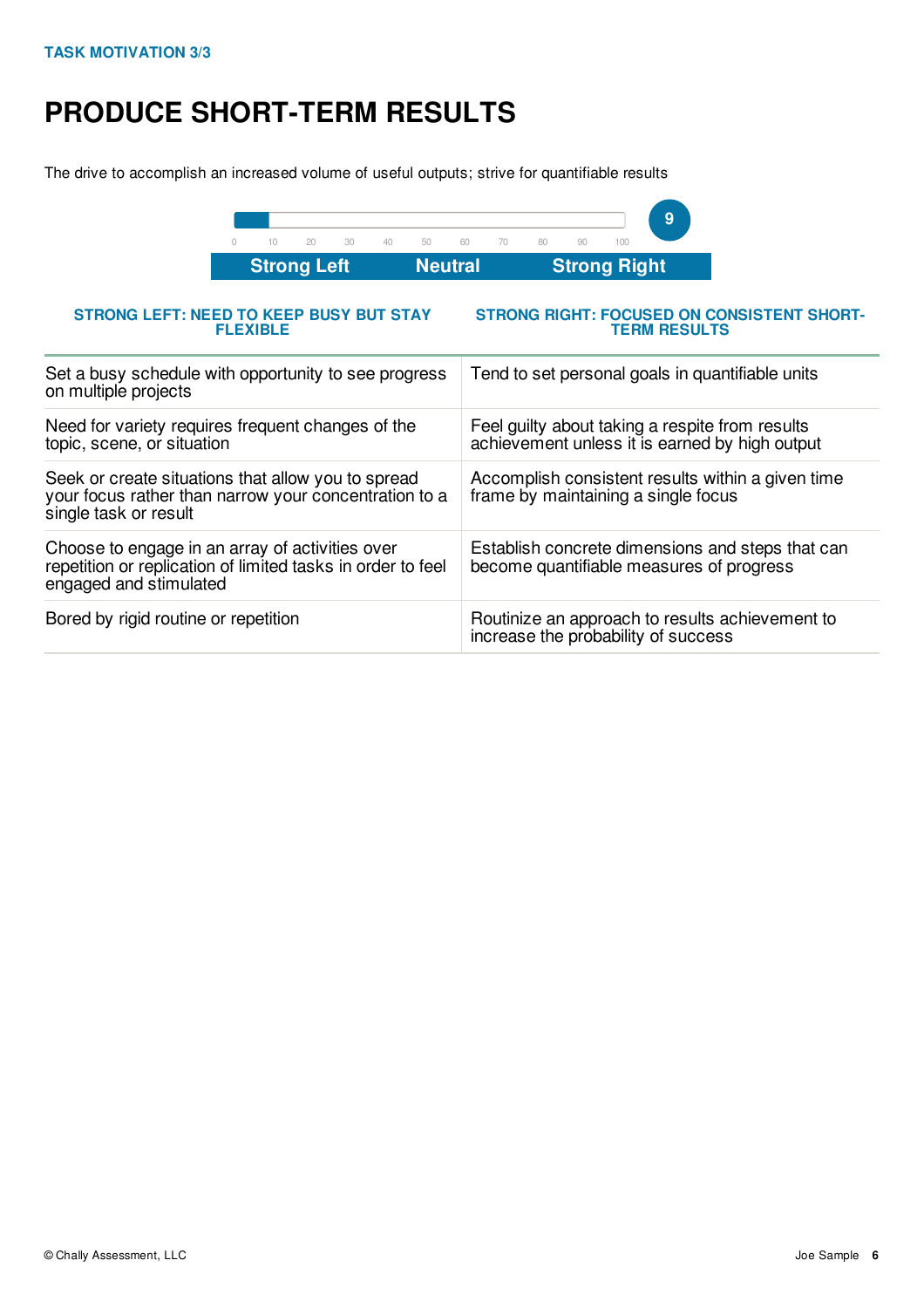TASK MOTIVATION 3/3

# PRODUCE SHORT-TERM RESULTS

The drive to accomplish an increased volume of useful outputs; strive for quantifiable results

Score: 9

0 10 20 30 40 50 60 70 80 90 100

Strong Left | Neutral | Strong Right

| STRONG LEFT: NEED TO KEEP BUSY BUT STAY FLEXIBLE | STRONG RIGHT: FOCUSED ON CONSISTENT SHORT-TERM RESULTS |
|---|---|
| Set a busy schedule with opportunity to see progress on multiple projects | Tend to set personal goals in quantifiable units |
| Need for variety requires frequent changes of the topic, scene, or situation | Feel guilty about taking a respite from results achievement unless it is earned by high output |
| Seek or create situations that allow you to spread your focus rather than narrow your concentration to a single task or result | Accomplish consistent results within a given time frame by maintaining a single focus |
| Choose to engage in an array of activities over repetition or replication of limited tasks in order to feel engaged and stimulated | Establish concrete dimensions and steps that can become quantifiable measures of progress |
| Bored by rigid routine or repetition | Routinize an approach to results achievement to increase the probability of success |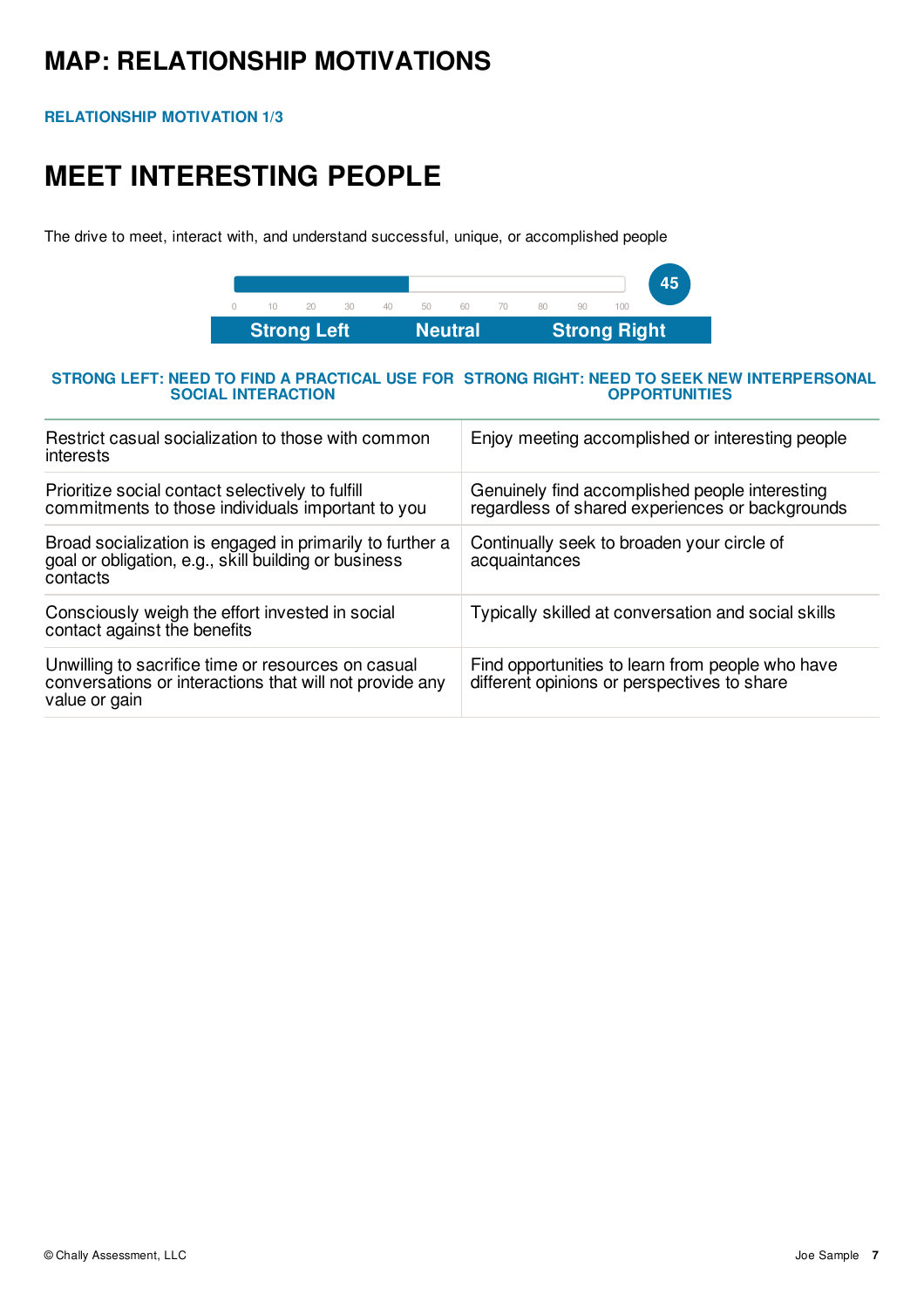# MAP: RELATIONSHIP MOTIVATIONS

**RELATIONSHIP MOTIVATION 1/3**

## MEET INTERESTING PEOPLE

The drive to meet, interact with, and understand successful, unique, or accomplished people

**45**

0 10 20 30 40 50 60 70 80 90 100

**Strong Left** | **Neutral** | **Strong Right**

| STRONG LEFT: NEED TO FIND A PRACTICAL USE FOR SOCIAL INTERACTION | STRONG RIGHT: NEED TO SEEK NEW INTERPERSONAL OPPORTUNITIES |
|---|---|
| Restrict casual socialization to those with common interests | Enjoy meeting accomplished or interesting people |
| Prioritize social contact selectively to fulfill commitments to those individuals important to you | Genuinely find accomplished people interesting regardless of shared experiences or backgrounds |
| Broad socialization is engaged in primarily to further a goal or obligation, e.g., skill building or business contacts | Continually seek to broaden your circle of acquaintances |
| Consciously weigh the effort invested in social contact against the benefits | Typically skilled at conversation and social skills |
| Unwilling to sacrifice time or resources on casual conversations or interactions that will not provide any value or gain | Find opportunities to learn from people who have different opinions or perspectives to share |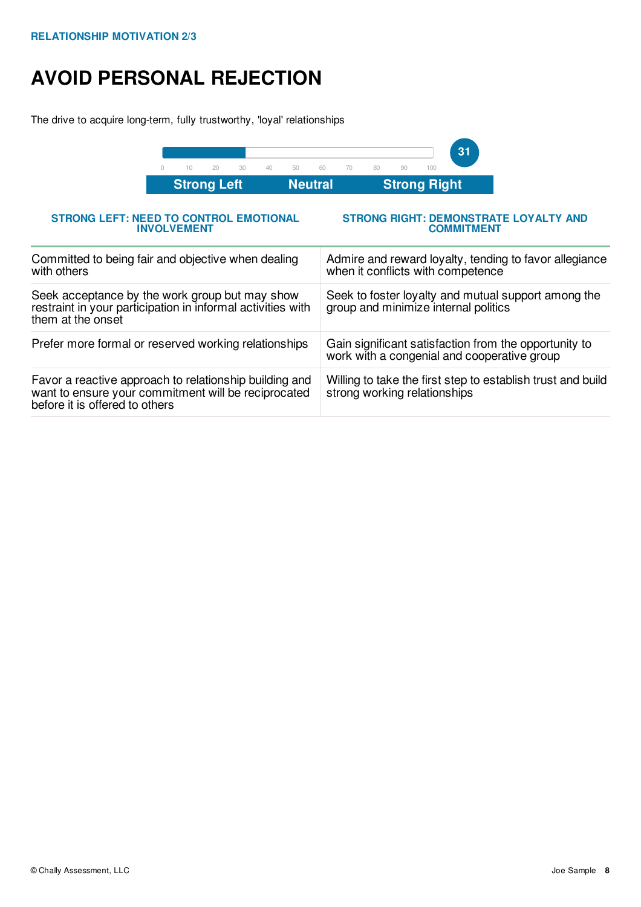RELATIONSHIP MOTIVATION 2/3

# AVOID PERSONAL REJECTION

The drive to acquire long-term, fully trustworthy, 'loyal' relationships

**31**

0 10 20 30 40 50 60 70 80 90 100

**Strong Left** | **Neutral** | **Strong Right**

| STRONG LEFT: NEED TO CONTROL EMOTIONAL INVOLVEMENT | STRONG RIGHT: DEMONSTRATE LOYALTY AND COMMITMENT |
|---|---|
| Committed to being fair and objective when dealing with others | Admire and reward loyalty, tending to favor allegiance when it conflicts with competence |
| Seek acceptance by the work group but may show restraint in your participation in informal activities with them at the onset | Seek to foster loyalty and mutual support among the group and minimize internal politics |
| Prefer more formal or reserved working relationships | Gain significant satisfaction from the opportunity to work with a congenial and cooperative group |
| Favor a reactive approach to relationship building and want to ensure your commitment will be reciprocated before it is offered to others | Willing to take the first step to establish trust and build strong working relationships |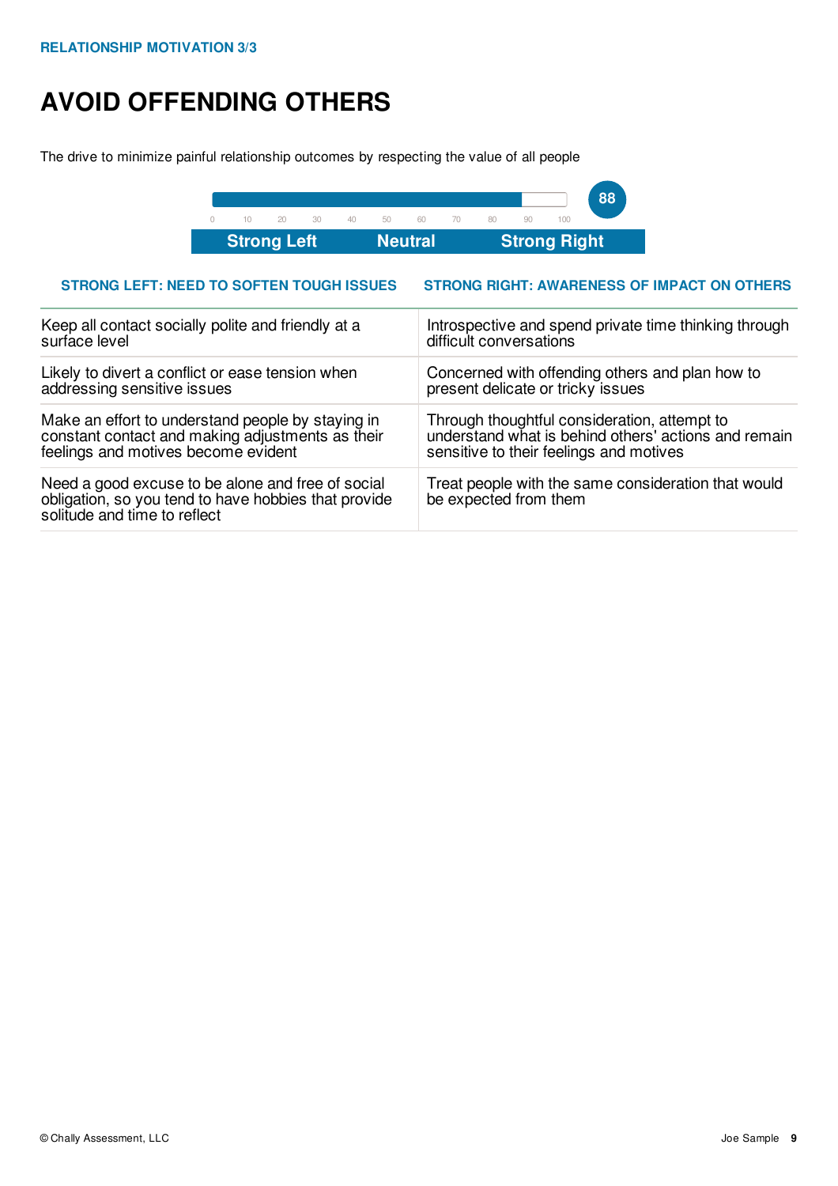RELATIONSHIP MOTIVATION 3/3

# AVOID OFFENDING OTHERS

The drive to minimize painful relationship outcomes by respecting the value of all people

88

0 10 20 30 40 50 60 70 80 90 100

Strong Left | Neutral | Strong Right

| STRONG LEFT: NEED TO SOFTEN TOUGH ISSUES | STRONG RIGHT: AWARENESS OF IMPACT ON OTHERS |
|---|---|
| Keep all contact socially polite and friendly at a surface level | Introspective and spend private time thinking through difficult conversations |
| Likely to divert a conflict or ease tension when addressing sensitive issues | Concerned with offending others and plan how to present delicate or tricky issues |
| Make an effort to understand people by staying in constant contact and making adjustments as their feelings and motives become evident | Through thoughtful consideration, attempt to understand what is behind others' actions and remain sensitive to their feelings and motives |
| Need a good excuse to be alone and free of social obligation, so you tend to have hobbies that provide solitude and time to reflect | Treat people with the same consideration that would be expected from them |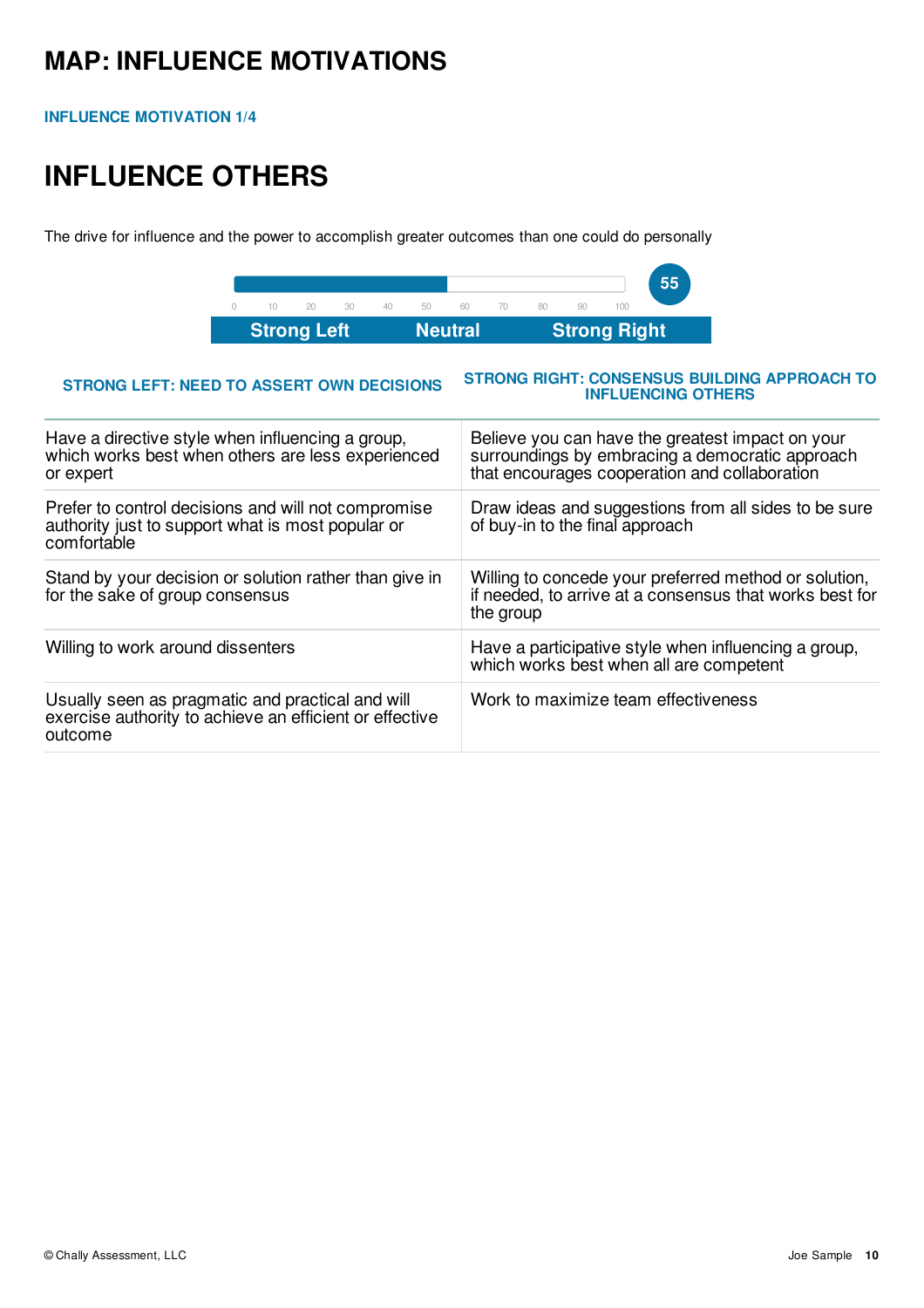# MAP: INFLUENCE MOTIVATIONS

INFLUENCE MOTIVATION 1/4

## INFLUENCE OTHERS

The drive for influence and the power to accomplish greater outcomes than one could do personally

55

0 10 20 30 40 50 60 70 80 90 100

Strong Left | Neutral | Strong Right

| STRONG LEFT: NEED TO ASSERT OWN DECISIONS | STRONG RIGHT: CONSENSUS BUILDING APPROACH TO INFLUENCING OTHERS |
|---|---|
| Have a directive style when influencing a group, which works best when others are less experienced or expert | Believe you can have the greatest impact on your surroundings by embracing a democratic approach that encourages cooperation and collaboration |
| Prefer to control decisions and will not compromise authority just to support what is most popular or comfortable | Draw ideas and suggestions from all sides to be sure of buy-in to the final approach |
| Stand by your decision or solution rather than give in for the sake of group consensus | Willing to concede your preferred method or solution, if needed, to arrive at a consensus that works best for the group |
| Willing to work around dissenters | Have a participative style when influencing a group, which works best when all are competent |
| Usually seen as pragmatic and practical and will exercise authority to achieve an efficient or effective outcome | Work to maximize team effectiveness |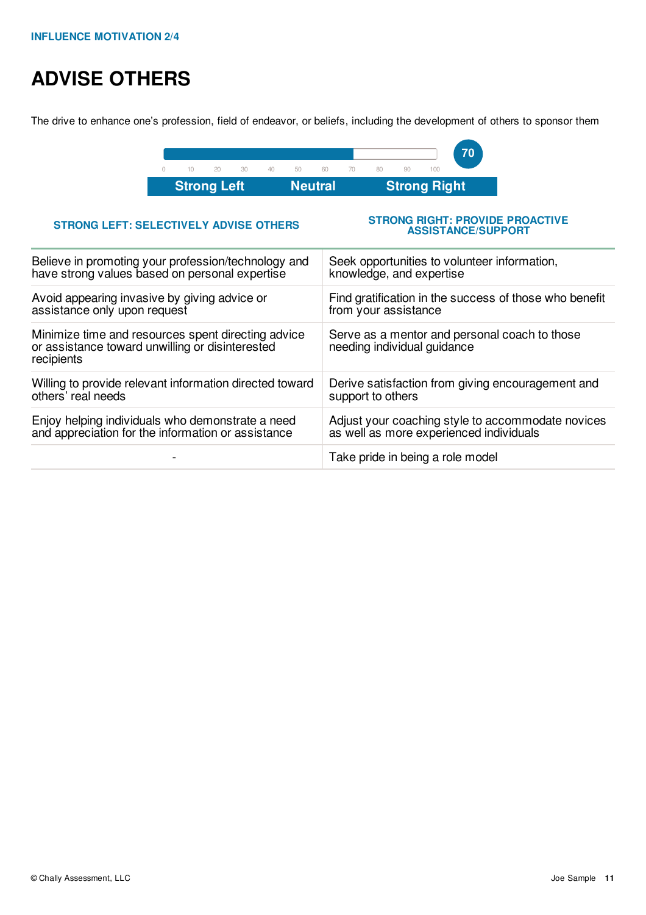INFLUENCE MOTIVATION 2/4

# ADVISE OTHERS

The drive to enhance one's profession, field of endeavor, or beliefs, including the development of others to sponsor them

Score: 70

0 10 20 30 40 50 60 70 80 90 100

Strong Left | Neutral | Strong Right

| STRONG LEFT: SELECTIVELY ADVISE OTHERS | STRONG RIGHT: PROVIDE PROACTIVE ASSISTANCE/SUPPORT |
|---|---|
| Believe in promoting your profession/technology and have strong values based on personal expertise | Seek opportunities to volunteer information, knowledge, and expertise |
| Avoid appearing invasive by giving advice or assistance only upon request | Find gratification in the success of those who benefit from your assistance |
| Minimize time and resources spent directing advice or assistance toward unwilling or disinterested recipients | Serve as a mentor and personal coach to those needing individual guidance |
| Willing to provide relevant information directed toward others' real needs | Derive satisfaction from giving encouragement and support to others |
| Enjoy helping individuals who demonstrate a need and appreciation for the information or assistance | Adjust your coaching style to accommodate novices as well as more experienced individuals |
| - | Take pride in being a role model |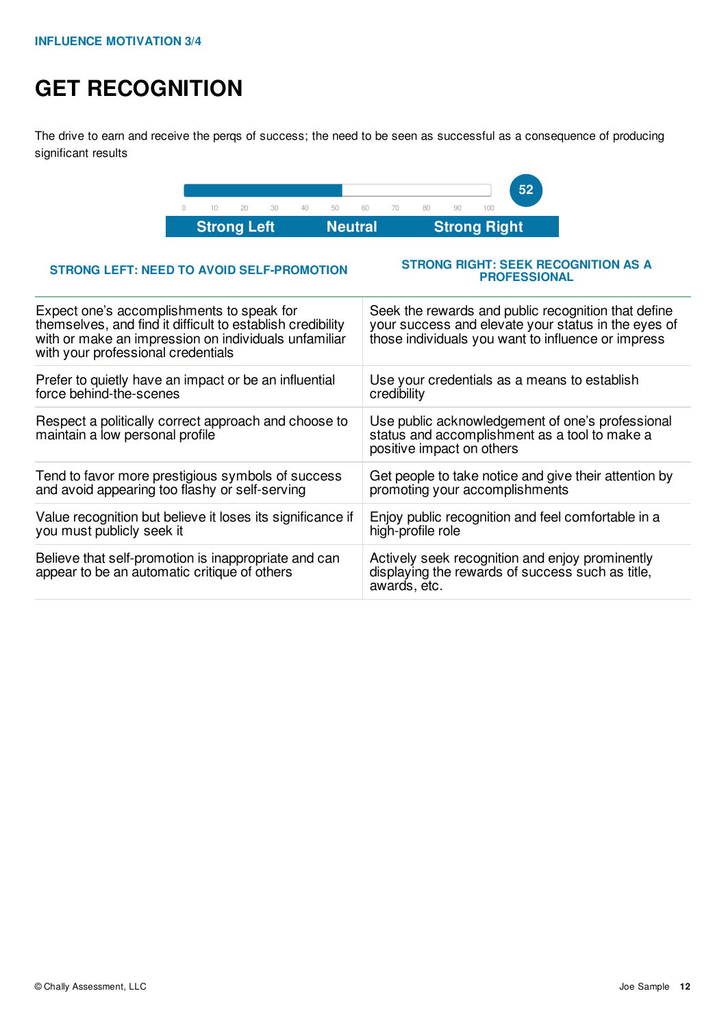INFLUENCE MOTIVATION 3/4

# GET RECOGNITION

The drive to earn and receive the perqs of success; the need to be seen as successful as a consequence of producing significant results

0 10 20 30 40 50 60 70 80 90 100

**52**

**Strong Left** | **Neutral** | **Strong Right**

| STRONG LEFT: NEED TO AVOID SELF-PROMOTION | STRONG RIGHT: SEEK RECOGNITION AS A PROFESSIONAL |
|---|---|
| Expect one's accomplishments to speak for themselves, and find it difficult to establish credibility with or make an impression on individuals unfamiliar with your professional credentials | Seek the rewards and public recognition that define your success and elevate your status in the eyes of those individuals you want to influence or impress |
| Prefer to quietly have an impact or be an influential force behind-the-scenes | Use your credentials as a means to establish credibility |
| Respect a politically correct approach and choose to maintain a low personal profile | Use public acknowledgement of one's professional status and accomplishment as a tool to make a positive impact on others |
| Tend to favor more prestigious symbols of success and avoid appearing too flashy or self-serving | Get people to take notice and give their attention by promoting your accomplishments |
| Value recognition but believe it loses its significance if you must publicly seek it | Enjoy public recognition and feel comfortable in a high-profile role |
| Believe that self-promotion is inappropriate and can appear to be an automatic critique of others | Actively seek recognition and enjoy prominently displaying the rewards of success such as title, awards, etc. |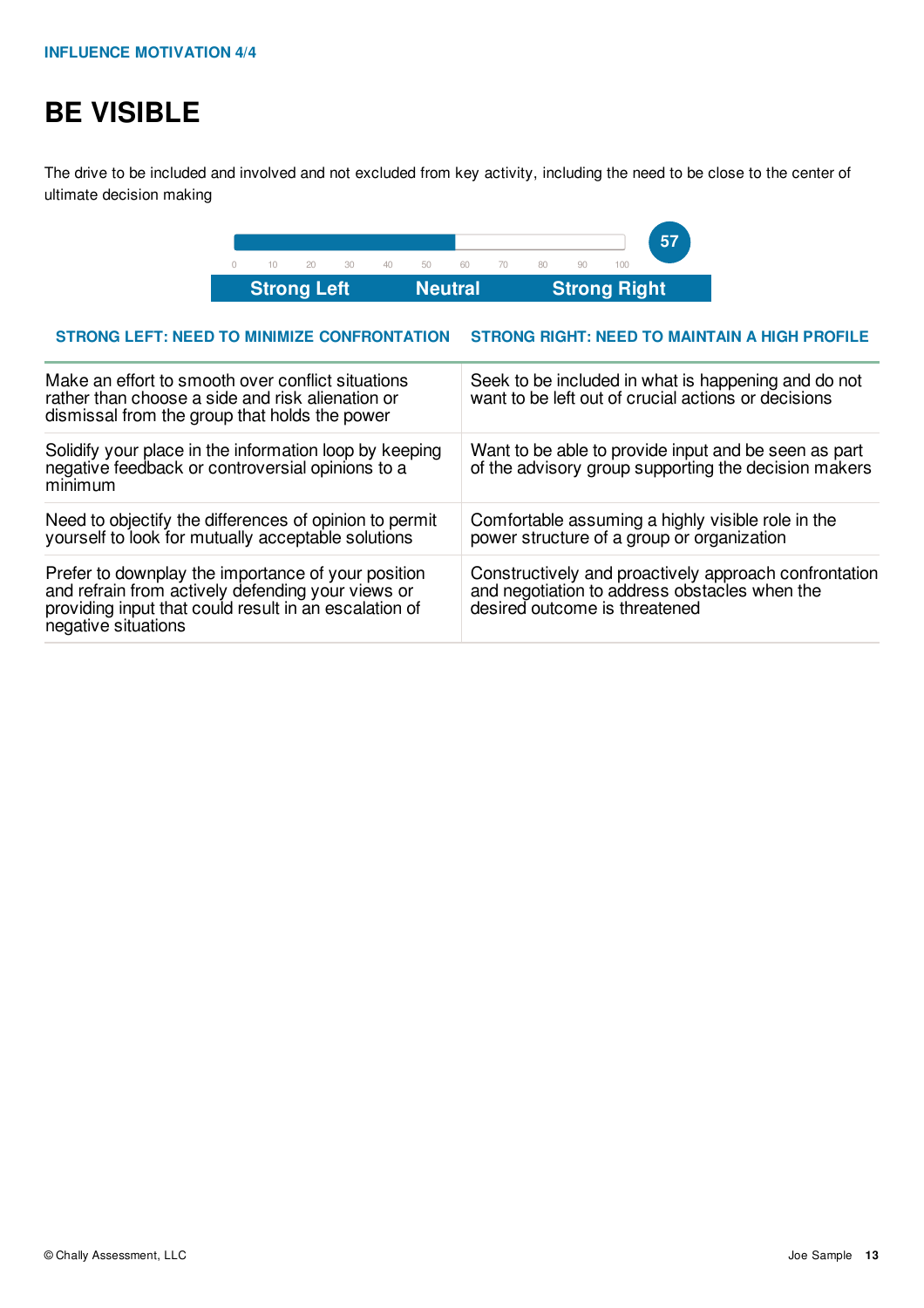INFLUENCE MOTIVATION 4/4

# BE VISIBLE

The drive to be included and involved and not excluded from key activity, including the need to be close to the center of ultimate decision making

57

0 10 20 30 40 50 60 70 80 90 100

Strong Left | Neutral | Strong Right

| STRONG LEFT: NEED TO MINIMIZE CONFRONTATION | STRONG RIGHT: NEED TO MAINTAIN A HIGH PROFILE |
|---|---|
| Make an effort to smooth over conflict situations rather than choose a side and risk alienation or dismissal from the group that holds the power | Seek to be included in what is happening and do not want to be left out of crucial actions or decisions |
| Solidify your place in the information loop by keeping negative feedback or controversial opinions to a minimum | Want to be able to provide input and be seen as part of the advisory group supporting the decision makers |
| Need to objectify the differences of opinion to permit yourself to look for mutually acceptable solutions | Comfortable assuming a highly visible role in the power structure of a group or organization |
| Prefer to downplay the importance of your position and refrain from actively defending your views or providing input that could result in an escalation of negative situations | Constructively and proactively approach confrontation and negotiation to address obstacles when the desired outcome is threatened |

© Chally Assessment, LLC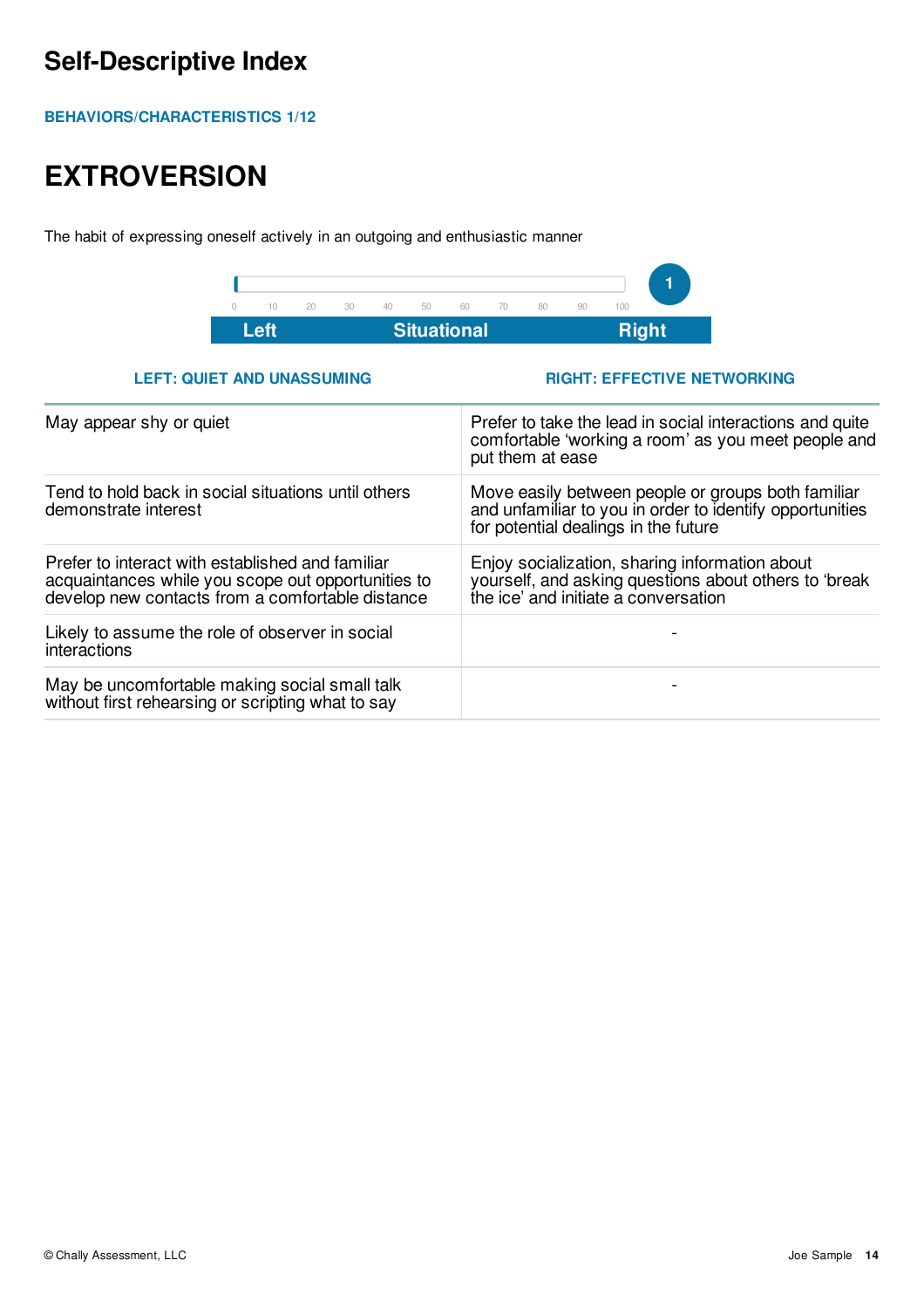# Self-Descriptive Index

**BEHAVIORS/CHARACTERISTICS 1/12**

## EXTROVERSION

The habit of expressing oneself actively in an outgoing and enthusiastic manner

0 10 20 30 40 50 60 70 80 90 100

**1**

**Left** | **Situational** | **Right**

| LEFT: QUIET AND UNASSUMING | RIGHT: EFFECTIVE NETWORKING |
|---|---|
| May appear shy or quiet | Prefer to take the lead in social interactions and quite comfortable 'working a room' as you meet people and put them at ease |
| Tend to hold back in social situations until others demonstrate interest | Move easily between people or groups both familiar and unfamiliar to you in order to identify opportunities for potential dealings in the future |
| Prefer to interact with established and familiar acquaintances while you scope out opportunities to develop new contacts from a comfortable distance | Enjoy socialization, sharing information about yourself, and asking questions about others to 'break the ice' and initiate a conversation |
| Likely to assume the role of observer in social interactions | - |
| May be uncomfortable making social small talk without first rehearsing or scripting what to say | - |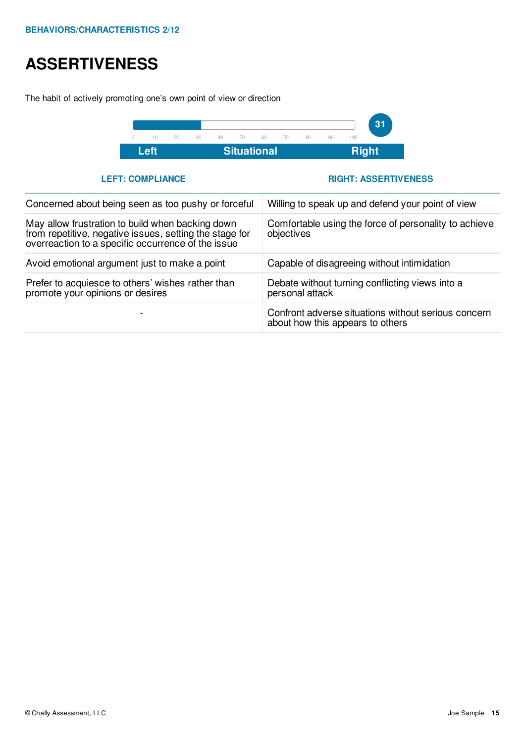BEHAVIORS/CHARACTERISTICS 2/12

# ASSERTIVENESS

The habit of actively promoting one's own point of view or direction

Score: 31

0 10 20 30 40 50 60 70 80 90 100

| Left | Situational | Right |
|---|---|---|

| LEFT: COMPLIANCE | RIGHT: ASSERTIVENESS |
|---|---|
| Concerned about being seen as too pushy or forceful | Willing to speak up and defend your point of view |
| May allow frustration to build when backing down from repetitive, negative issues, setting the stage for overreaction to a specific occurrence of the issue | Comfortable using the force of personality to achieve objectives |
| Avoid emotional argument just to make a point | Capable of disagreeing without intimidation |
| Prefer to acquiesce to others' wishes rather than promote your opinions or desires | Debate without turning conflicting views into a personal attack |
| - | Confront adverse situations without serious concern about how this appears to others |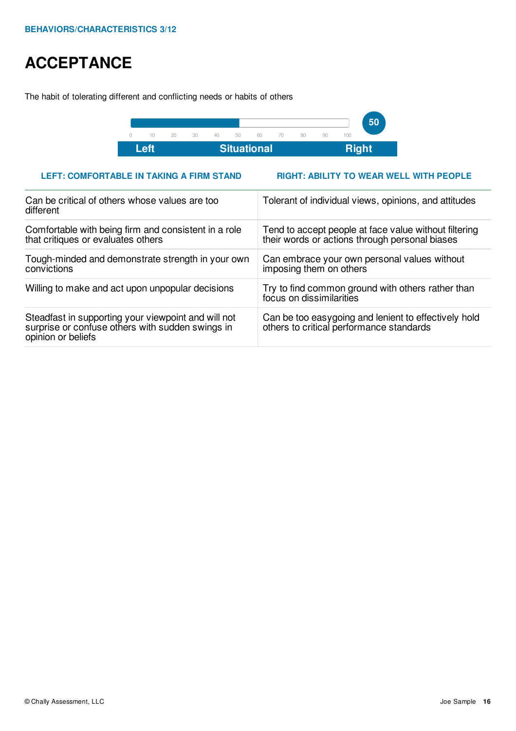BEHAVIORS/CHARACTERISTICS 3/12

# ACCEPTANCE

The habit of tolerating different and conflicting needs or habits of others

0 10 20 30 40 50 60 70 80 90 100

**50**

| Left | Situational | Right |
|---|---|---|

| LEFT: COMFORTABLE IN TAKING A FIRM STAND | RIGHT: ABILITY TO WEAR WELL WITH PEOPLE |
|---|---|
| Can be critical of others whose values are too different | Tolerant of individual views, opinions, and attitudes |
| Comfortable with being firm and consistent in a role that critiques or evaluates others | Tend to accept people at face value without filtering their words or actions through personal biases |
| Tough-minded and demonstrate strength in your own convictions | Can embrace your own personal values without imposing them on others |
| Willing to make and act upon unpopular decisions | Try to find common ground with others rather than focus on dissimilarities |
| Steadfast in supporting your viewpoint and will not surprise or confuse others with sudden swings in opinion or beliefs | Can be too easygoing and lenient to effectively hold others to critical performance standards |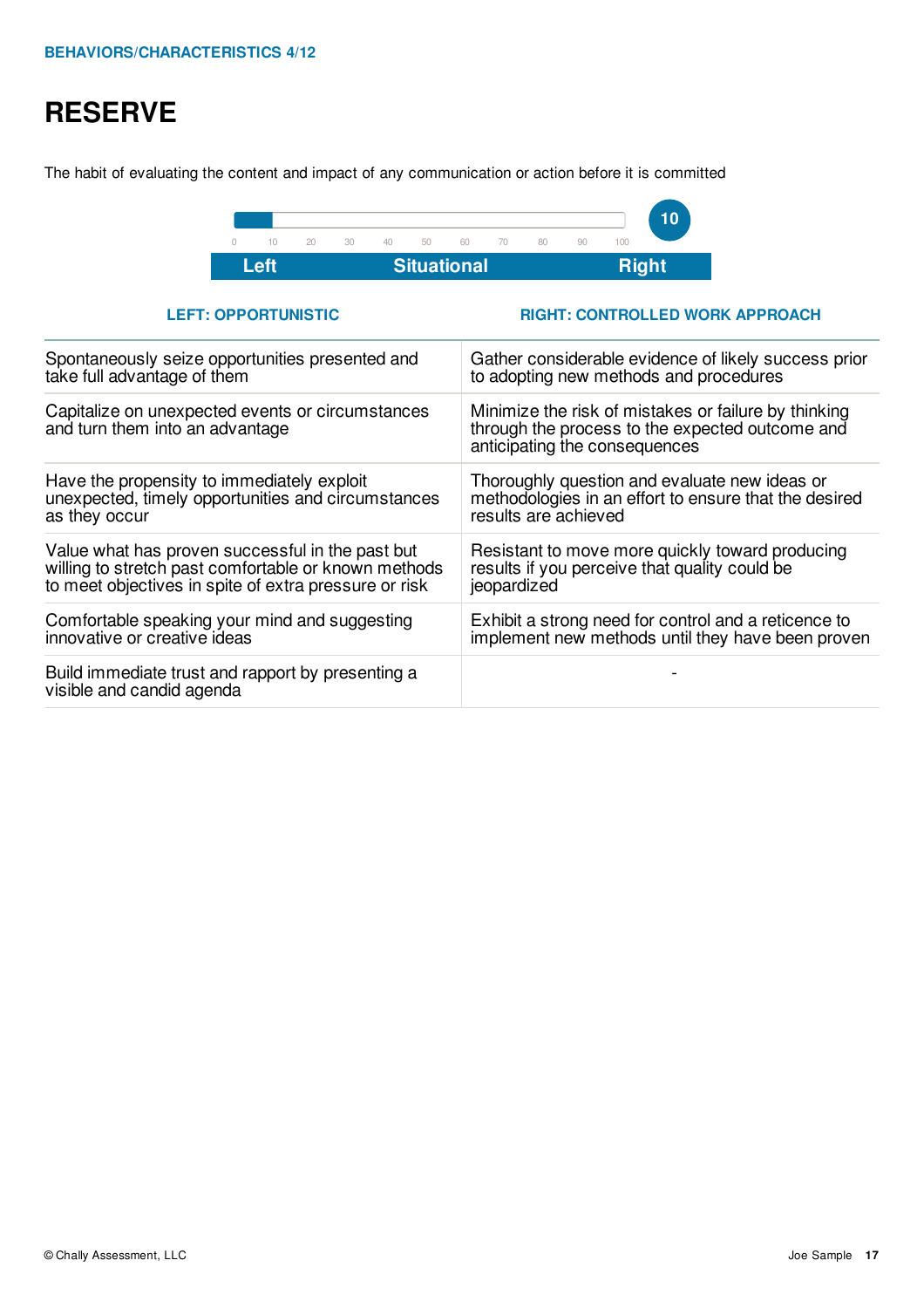BEHAVIORS/CHARACTERISTICS 4/12

# RESERVE

The habit of evaluating the content and impact of any communication or action before it is committed

0 10 20 30 40 50 60 70 80 90 100

**10**

**Left** | **Situational** | **Right**

| LEFT: OPPORTUNISTIC | RIGHT: CONTROLLED WORK APPROACH |
|---|---|
| Spontaneously seize opportunities presented and take full advantage of them | Gather considerable evidence of likely success prior to adopting new methods and procedures |
| Capitalize on unexpected events or circumstances and turn them into an advantage | Minimize the risk of mistakes or failure by thinking through the process to the expected outcome and anticipating the consequences |
| Have the propensity to immediately exploit unexpected, timely opportunities and circumstances as they occur | Thoroughly question and evaluate new ideas or methodologies in an effort to ensure that the desired results are achieved |
| Value what has proven successful in the past but willing to stretch past comfortable or known methods to meet objectives in spite of extra pressure or risk | Resistant to move more quickly toward producing results if you perceive that quality could be jeopardized |
| Comfortable speaking your mind and suggesting innovative or creative ideas | Exhibit a strong need for control and a reticence to implement new methods until they have been proven |
| Build immediate trust and rapport by presenting a visible and candid agenda | - |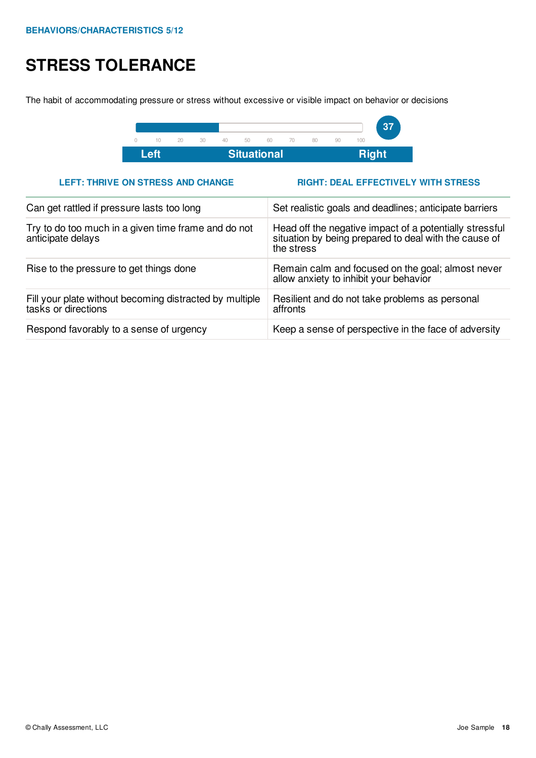BEHAVIORS/CHARACTERISTICS 5/12

# STRESS TOLERANCE

The habit of accommodating pressure or stress without excessive or visible impact on behavior or decisions

**37**

0 10 20 30 40 50 60 70 80 90 100

**Left** | **Situational** | **Right**

| LEFT: THRIVE ON STRESS AND CHANGE | RIGHT: DEAL EFFECTIVELY WITH STRESS |
|---|---|
| Can get rattled if pressure lasts too long | Set realistic goals and deadlines; anticipate barriers |
| Try to do too much in a given time frame and do not anticipate delays | Head off the negative impact of a potentially stressful situation by being prepared to deal with the cause of the stress |
| Rise to the pressure to get things done | Remain calm and focused on the goal; almost never allow anxiety to inhibit your behavior |
| Fill your plate without becoming distracted by multiple tasks or directions | Resilient and do not take problems as personal affronts |
| Respond favorably to a sense of urgency | Keep a sense of perspective in the face of adversity |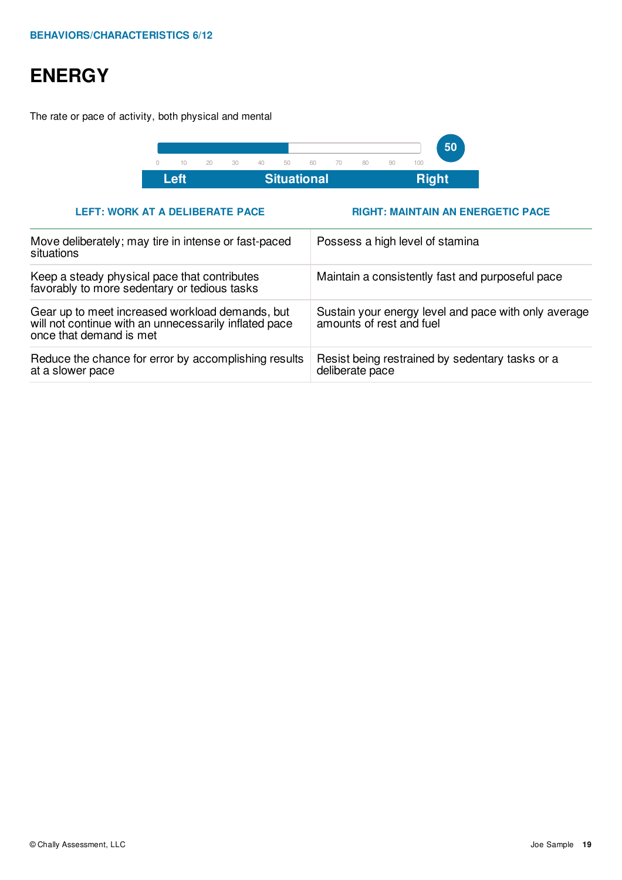BEHAVIORS/CHARACTERISTICS 6/12

# ENERGY

The rate or pace of activity, both physical and mental

0 10 20 30 40 50 60 70 80 90 100

**50**

| Left | Situational | Right |
|---|---|---|

| LEFT: WORK AT A DELIBERATE PACE | RIGHT: MAINTAIN AN ENERGETIC PACE |
|---|---|
| Move deliberately; may tire in intense or fast-paced situations | Possess a high level of stamina |
| Keep a steady physical pace that contributes favorably to more sedentary or tedious tasks | Maintain a consistently fast and purposeful pace |
| Gear up to meet increased workload demands, but will not continue with an unnecessarily inflated pace once that demand is met | Sustain your energy level and pace with only average amounts of rest and fuel |
| Reduce the chance for error by accomplishing results at a slower pace | Resist being restrained by sedentary tasks or a deliberate pace |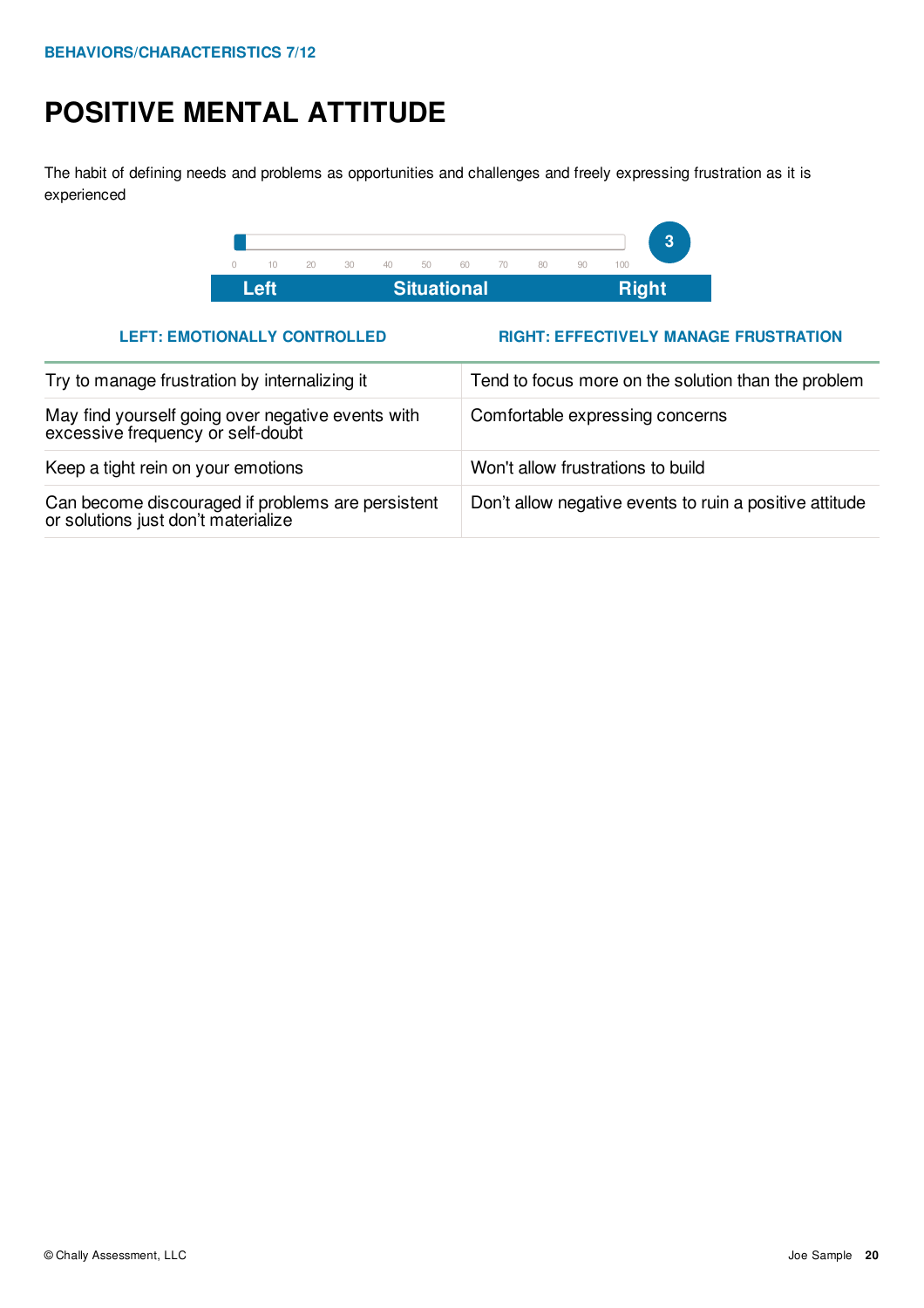BEHAVIORS/CHARACTERISTICS 7/12

# POSITIVE MENTAL ATTITUDE

The habit of defining needs and problems as opportunities and challenges and freely expressing frustration as it is experienced

0 10 20 30 40 50 60 70 80 90 100

**3**

**Left** **Situational** **Right**

| LEFT: EMOTIONALLY CONTROLLED | RIGHT: EFFECTIVELY MANAGE FRUSTRATION |
|---|---|
| Try to manage frustration by internalizing it | Tend to focus more on the solution than the problem |
| May find yourself going over negative events with excessive frequency or self-doubt | Comfortable expressing concerns |
| Keep a tight rein on your emotions | Won't allow frustrations to build |
| Can become discouraged if problems are persistent or solutions just don't materialize | Don't allow negative events to ruin a positive attitude |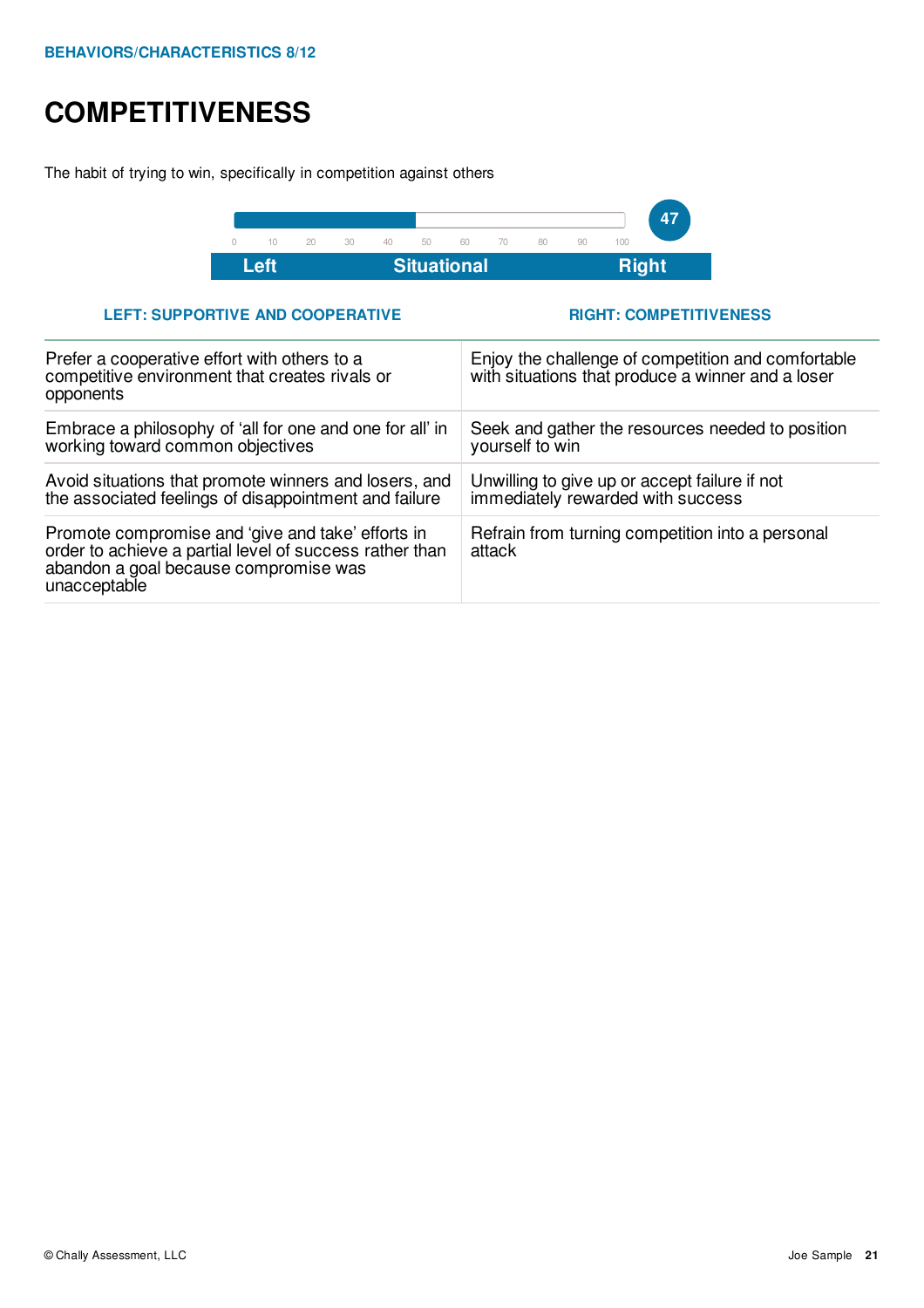BEHAVIORS/CHARACTERISTICS 8/12

# COMPETITIVENESS

The habit of trying to win, specifically in competition against others

0 10 20 30 40 50 60 70 80 90 100

**47**

| Left | Situational | Right |
|---|---|---|

| LEFT: SUPPORTIVE AND COOPERATIVE | RIGHT: COMPETITIVENESS |
|---|---|
| Prefer a cooperative effort with others to a competitive environment that creates rivals or opponents | Enjoy the challenge of competition and comfortable with situations that produce a winner and a loser |
| Embrace a philosophy of 'all for one and one for all' in working toward common objectives | Seek and gather the resources needed to position yourself to win |
| Avoid situations that promote winners and losers, and the associated feelings of disappointment and failure | Unwilling to give up or accept failure if not immediately rewarded with success |
| Promote compromise and 'give and take' efforts in order to achieve a partial level of success rather than abandon a goal because compromise was unacceptable | Refrain from turning competition into a personal attack |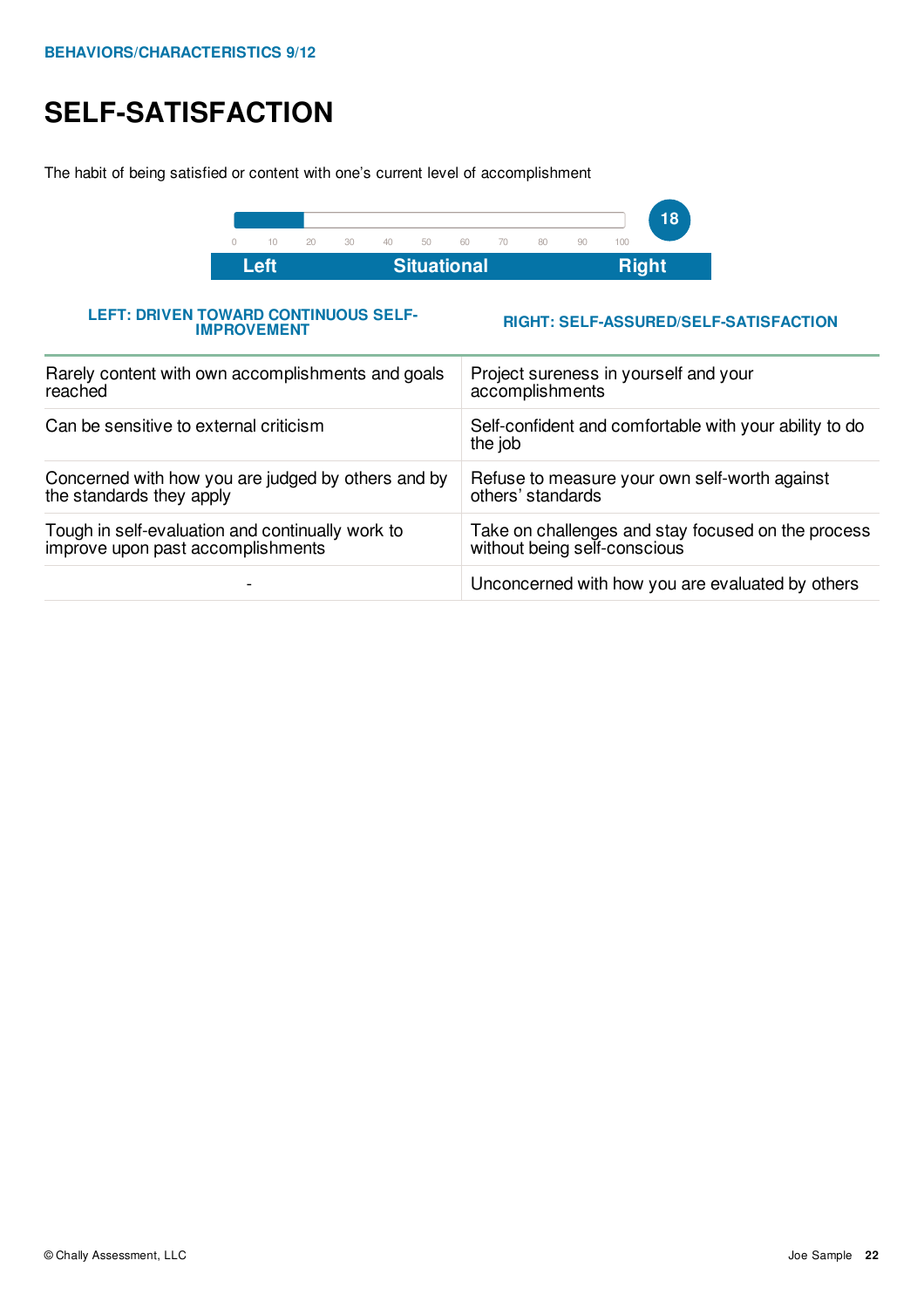BEHAVIORS/CHARACTERISTICS 9/12

# SELF-SATISFACTION

The habit of being satisfied or content with one's current level of accomplishment

18

0 10 20 30 40 50 60 70 80 90 100

**Left** | **Situational** | **Right**

| LEFT: DRIVEN TOWARD CONTINUOUS SELF-IMPROVEMENT | RIGHT: SELF-ASSURED/SELF-SATISFACTION |
|---|---|
| Rarely content with own accomplishments and goals reached | Project sureness in yourself and your accomplishments |
| Can be sensitive to external criticism | Self-confident and comfortable with your ability to do the job |
| Concerned with how you are judged by others and by the standards they apply | Refuse to measure your own self-worth against others' standards |
| Tough in self-evaluation and continually work to improve upon past accomplishments | Take on challenges and stay focused on the process without being self-conscious |
| - | Unconcerned with how you are evaluated by others |

© Chally Assessment, LLC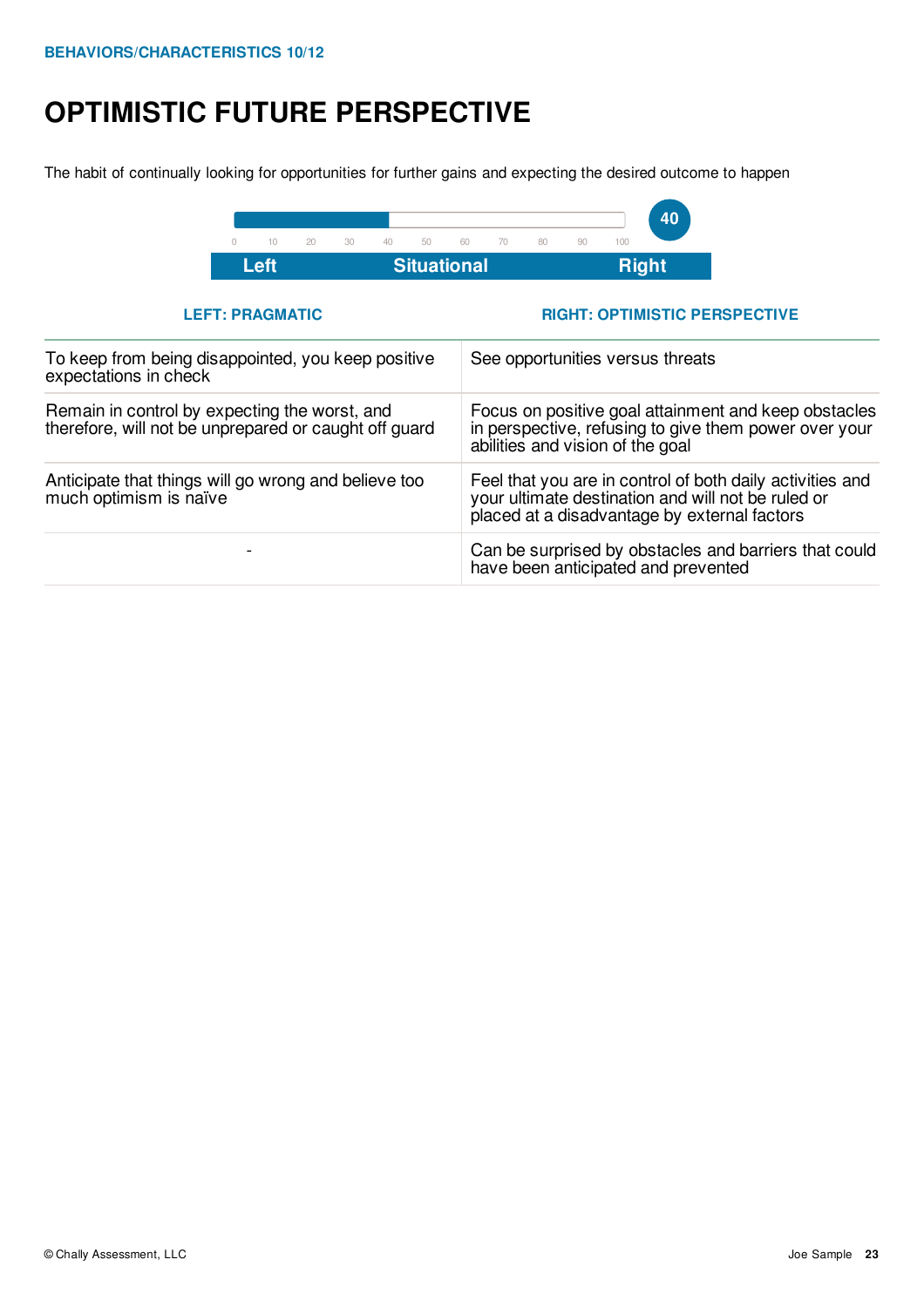BEHAVIORS/CHARACTERISTICS 10/12

# OPTIMISTIC FUTURE PERSPECTIVE

The habit of continually looking for opportunities for further gains and expecting the desired outcome to happen

0 10 20 30 40 50 60 70 80 90 100

**40**

**Left** | **Situational** | **Right**

| LEFT: PRAGMATIC | RIGHT: OPTIMISTIC PERSPECTIVE |
|---|---|
| To keep from being disappointed, you keep positive expectations in check | See opportunities versus threats |
| Remain in control by expecting the worst, and therefore, will not be unprepared or caught off guard | Focus on positive goal attainment and keep obstacles in perspective, refusing to give them power over your abilities and vision of the goal |
| Anticipate that things will go wrong and believe too much optimism is naïve | Feel that you are in control of both daily activities and your ultimate destination and will not be ruled or placed at a disadvantage by external factors |
| - | Can be surprised by obstacles and barriers that could have been anticipated and prevented |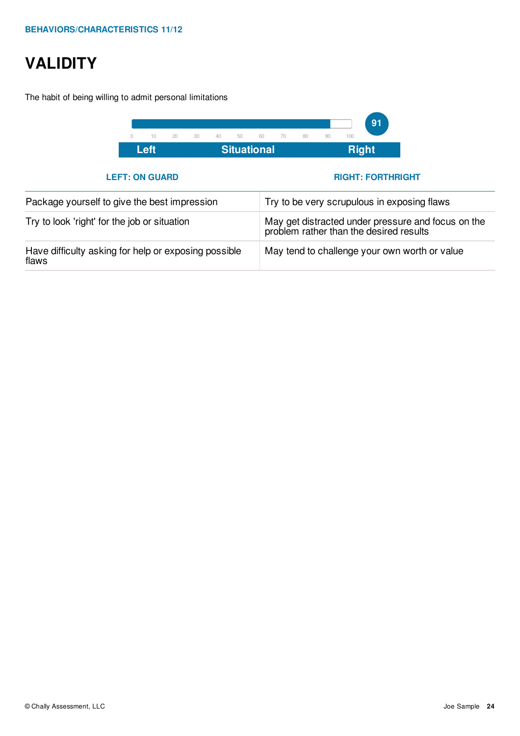BEHAVIORS/CHARACTERISTICS 11/12

# VALIDITY

The habit of being willing to admit personal limitations

91

0 10 20 30 40 50 60 70 80 90 100

**Left** **Situational** **Right**

| LEFT: ON GUARD | RIGHT: FORTHRIGHT |
|---|---|
| Package yourself to give the best impression | Try to be very scrupulous in exposing flaws |
| Try to look 'right' for the job or situation | May get distracted under pressure and focus on the problem rather than the desired results |
| Have difficulty asking for help or exposing possible flaws | May tend to challenge your own worth or value |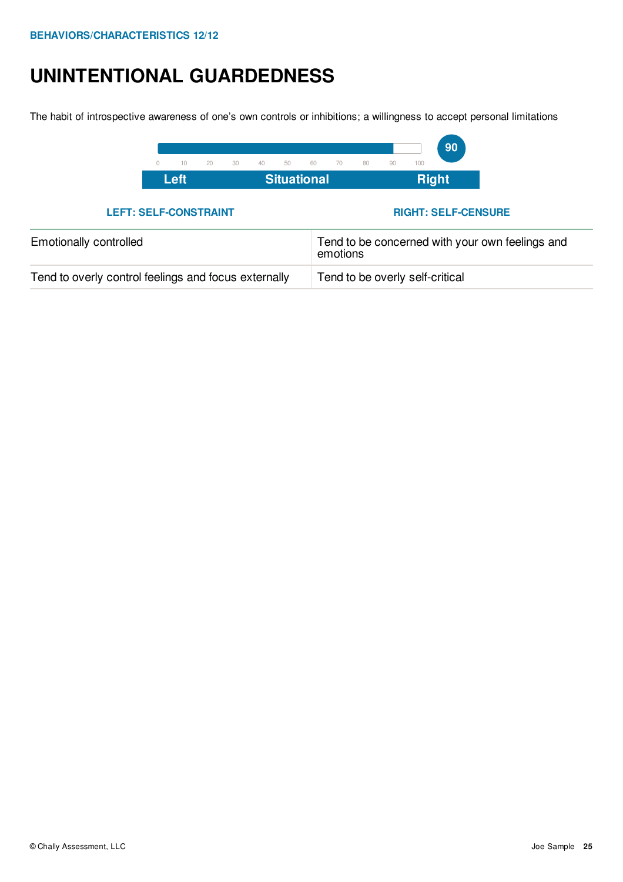BEHAVIORS/CHARACTERISTICS 12/12

# UNINTENTIONAL GUARDEDNESS

The habit of introspective awareness of one's own controls or inhibitions; a willingness to accept personal limitations

**90**

0 10 20 30 40 50 60 70 80 90 100

**Left** | **Situational** | **Right**

| LEFT: SELF-CONSTRAINT | RIGHT: SELF-CENSURE |
|---|---|
| Emotionally controlled | Tend to be concerned with your own feelings and emotions |
| Tend to overly control feelings and focus externally | Tend to be overly self-critical |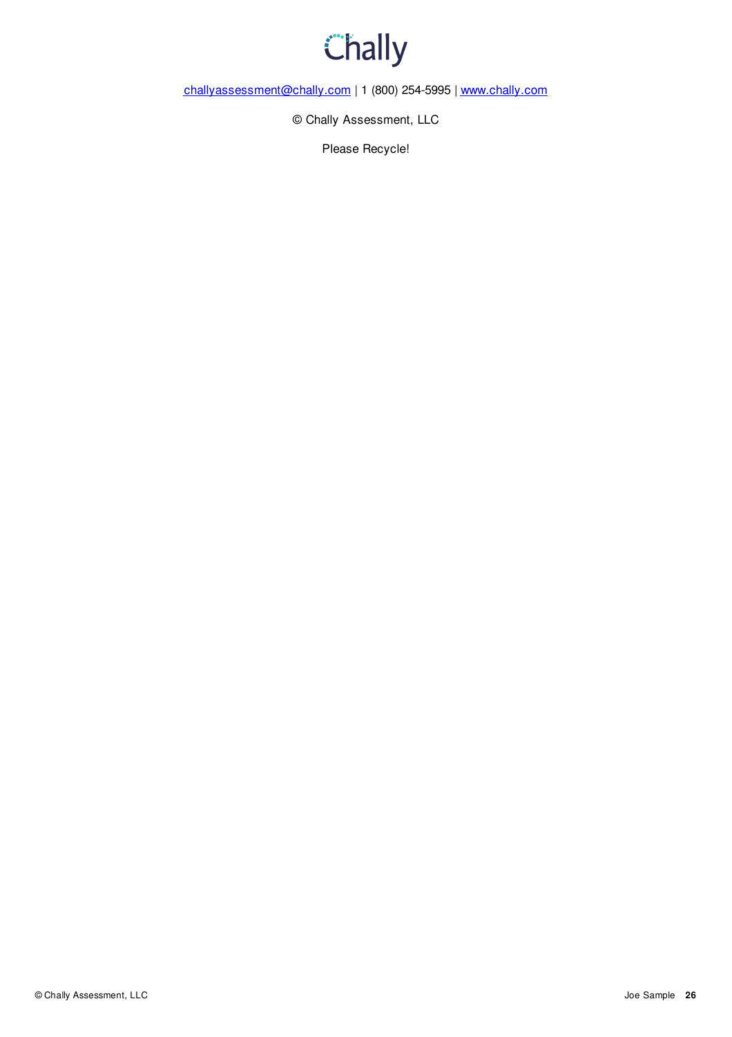Chally

challyassessment@chally.com | 1 (800) 254-5995 | www.chally.com

© Chally Assessment, LLC

Please Recycle!